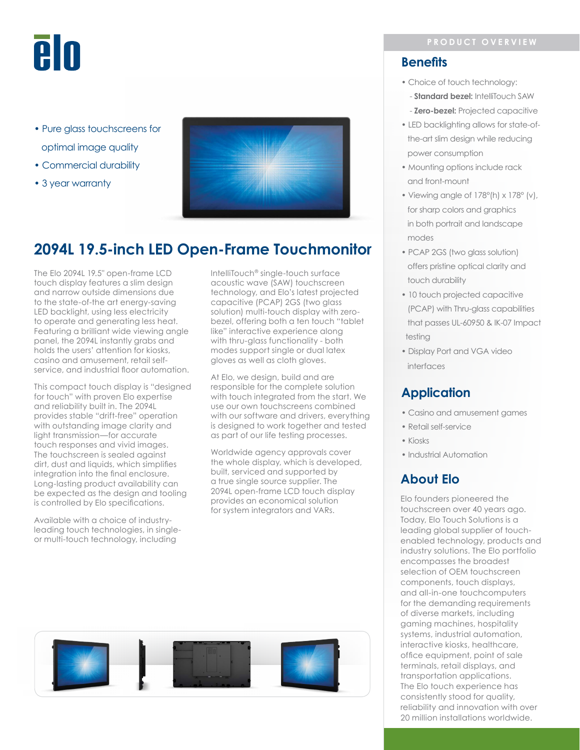elo

- Pure glass touchscreens for optimal image quality
- Commercial durability
- 3 year warranty

# 2094L 19.5-inch LED Open-Frame Touchmonitor

The Elo 2094L 19.5" open-frame LCD touch display features a slim design and narrow outside dimensions due to the state-of-the art energy-saving LED backlight, using less electricity to operate and generating less heat. Featuring a brilliant wide viewing angle panel, the 2094L instantly grabs and holds the users' attention for kiosks, casino and amusement, retail self-service, and industrial floor automation.

This compact touch display is "designed for touch" with proven Elo expertise and reliability built in. The 2094L provides stable "drift-free" operation with outstanding image clarity and light transmission—for accurate touch responses and vivid images. The touchscreen is sealed against dirt, dust and liquids, which simplifies integration into the final enclosure. Long-lasting product availability can be expected as the design and tooling is controlled by Elo specifications.

Available with a choice of industry-leading touch technologies, in single- or multi-touch technology, including IntelliTouch® single-touch surface acoustic wave (SAW) touchscreen technology, and Elo's latest projected capacitive (PCAP) 2GS (two glass solution) multi-touch display with zero-bezel, offering both a ten touch "tablet like" interactive experience along with thru-glass functionality - both modes support single or dual latex gloves as well as cloth gloves.

At Elo, we design, build and are responsible for the complete solution with touch integrated from the start. We use our own touchscreens combined with our software and drivers, everything is designed to work together and tested as part of our life testing processes.

Worldwide agency approvals cover the whole display, which is developed, built, serviced and supported by a true single source supplier. The 2094L open-frame LCD touch display provides an economical solution for system integrators and VARs.

PRODUCT OVERVIEW

## Benefits

- Choice of touch technology:
  - **Standard bezel:** IntelliTouch SAW
  - **Zero-bezel:** Projected capacitive
- LED backlighting allows for state-of-the-art slim design while reducing power consumption
- Mounting options include rack and front-mount
- Viewing angle of 178°(h) x 178° (v), for sharp colors and graphics in both portrait and landscape modes
- PCAP 2GS (two glass solution) offers pristine optical clarity and touch durability
- 10 touch projected capacitive (PCAP) with Thru-glass capabilities that passes UL-60950 & IK-07 Impact testing
- Display Port and VGA video interfaces

## Application

- Casino and amusement games
- Retail self-service
- Kiosks
- Industrial Automation

## About Elo

Elo founders pioneered the touchscreen over 40 years ago. Today, Elo Touch Solutions is a leading global supplier of touch-enabled technology, products and industry solutions. The Elo portfolio encompasses the broadest selection of OEM touchscreen components, touch displays, and all-in-one touchcomputers for the demanding requirements of diverse markets, including gaming machines, hospitality systems, industrial automation, interactive kiosks, healthcare, office equipment, point of sale terminals, retail displays, and transportation applications. The Elo touch experience has consistently stood for quality, reliability and innovation with over 20 million installations worldwide.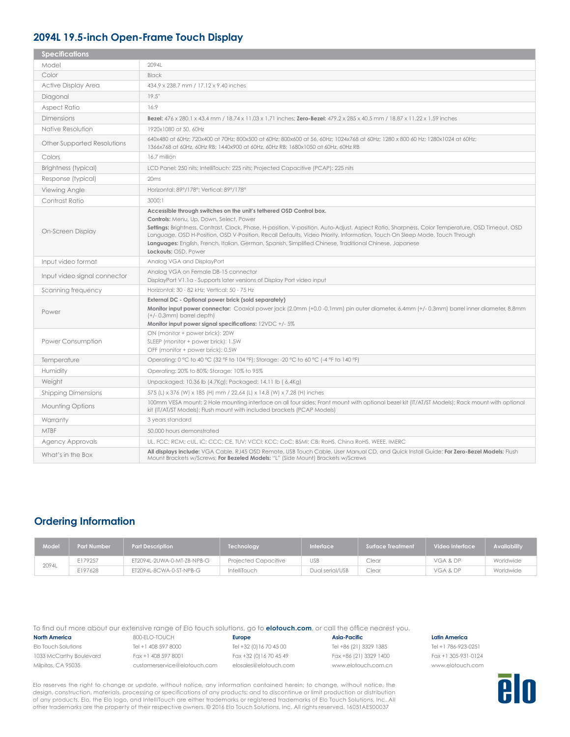## 2094L 19.5-inch Open-Frame Touch Display

| Specifications | |
|---|---|
| Model | 2094L |
| Color | Black |
| Active Display Area | 434.9 x 238.7 mm / 17.12 x 9.40 inches |
| Diagonal | 19.5" |
| Aspect Ratio | 16:9 |
| Dimensions | **Bezel:** 476 x 280.1 x 43.4 mm / 18.74 x 11.03 x 1.71 inches; **Zero-Bezel:** 479.2 x 285 x 40.5 mm / 18.87 x 11.22 x 1.59 inches |
| Native Resolution | 1920x1080 at 50, 60Hz |
| Other Supported Resolutions | 640x480 at 60Hz; 720x400 at 70Hz; 800x500 at 60Hz; 800x600 at 56, 60Hz; 1024x768 at 60Hz; 1280 x 800 60 Hz; 1280x1024 at 60Hz; 1366x768 at 60Hz, 60Hz RB; 1440x900 at 60Hz, 60Hz RB; 1680x1050 at 60Hz, 60Hz RB |
| Colors | 16.7 million |
| Brightness (typical) | LCD Panel: 250 nits; IntelliTouch: 225 nits; Projected Capacitive (PCAP): 225 nits |
| Response (typical) | 20ms |
| Viewing Angle | Horizontal: 89°/178°; Vertical: 89°/178° |
| Contrast Ratio | 3000:1 |
| On-Screen Display | **Accessible through switches on the unit's tethered OSD Control box.**<br>**Controls:** Menu, Up, Down, Select, Power<br>**Settings:** Brightness, Contrast, Clock, Phase, H-position, V-position, Auto-Adjust, Aspect Ratio, Sharpness, Color Temperature, OSD Timeout, OSD Language, OSD H-Position, OSD V-Position, Recall Defaults, Video Priority, Information, Touch On Sleep Mode, Touch Through<br>**Languages:** English, French, Italian, German, Spanish, Simplified Chinese, Traditional Chinese, Japanese<br>**Lockouts:** OSD, Power |
| Input video format | Analog VGA and DisplayPort |
| Input video signal connector | Analog VGA on Female DB-15 connector<br>DisplayPort V1.1a - Supports later versions of Display Port video input |
| Scanning frequency | Horizontal: 30 - 82 kHz; Vertical: 50 - 75 Hz |
| Power | **External DC - Optional power brick (sold separately)**<br>**Monitor input power connector:** Coaxial power jack (2.0mm (+0.0 -0.1mm) pin outer diameter, 6.4mm (+/- 0.3mm) barrel inner diameter, 8.8mm (+/- 0.3mm) barrel depth)<br>**Monitor input power signal specifications:** 12VDC +/- 5% |
| Power Consumption | ON (monitor + power brick): 20W<br>SLEEP (monitor + power brick): 1.5W<br>OFF (monitor + power brick): 0.5W |
| Temperature | Operating: 0 °C to 40 °C (32 °F to 104 °F); Storage: -20 °C to 60 °C (-4 °F to 140 °F) |
| Humidity | Operating: 20% to 80%; Storage: 10% to 95% |
| Weight | Unpackaged: 10.36 lb (4.7Kg); Packaged: 14.11 lb ( 6.4Kg) |
| Shipping Dimensions | 575 (L) x 376 (W) x 185 (H) mm / 22.64 (L) x 14.8 (W) x 7.28 (H) inches |
| Mounting Options | 100mm VESA mount; 2 Hole mounting interface on all four sides; Front mount with optional bezel kit (IT/AT/ST Models); Rack mount with optional kit (IT/AT/ST Models); Flush mount with included brackets (PCAP Models) |
| Warranty | 3 years standard |
| MTBF | 50,000 hours demonstrated |
| Agency Approvals | UL, FCC; RCM; cUL, IC; CCC; CE, TUV; VCCI; KCC; CoC; BSMI; CB; RoHS, China RoHS, WEEE, IMERC |
| What's in the Box | **All displays include:** VGA Cable, RJ45 OSD Remote, USB Touch Cable, User Manual CD, and Quick Install Guide; **For Zero-Bezel Models:** Flush Mount Brackets w/Screws; **For Bezeled Models:** "L" (Side Mount) Brackets w/Screws |

## Ordering Information

| Model | Part Number | Part Description | Technology | Interface | Surface Treatment | Video Interface | Availability |
|---|---|---|---|---|---|---|---|
| 2094L | E179257 | ET2094L-2UWA-0-MT-ZB-NPB-G | Projected Capacitive | USB | Clear | VGA & DP | Worldwide |
| | E197628 | ET2094L-8CWA-0-ST-NPB-G | IntelliTouch | Dual serial/USB | Clear | VGA & DP | Worldwide |

To find out more about our extensive range of Elo touch solutions, go to **elotouch.com**, or call the office nearest you.

**North America**
Elo Touch Solutions
1033 McCarthy Boulevard
Milpitas, CA 95035
800-ELO-TOUCH
Tel +1 408 597 8000
Fax +1 408 597 8001
customerservice@elotouch.com

**Europe**
Tel +32 (0)16 70 45 00
Fax +32 (0)16 70 45 49
elosales@elotouch.com

**Asia-Pacific**
Tel +86 (21) 3329 1385
Fax +86 (21) 3329 1400
www.elotouch.com.cn

**Latin America**
Tel +1 786-923-0251
Fax +1 305-931-0124
www.elotouch.com

Elo reserves the right to change or update, without notice, any information contained herein; to change, without notice, the design, construction, materials, processing or specifications of any products; and to discontinue or limit production or distribution of any products. Elo, the Elo logo, and IntelliTouch are either trademarks or registered trademarks of Elo Touch Solutions, Inc. All other trademarks are the property of their respective owners. © 2016 Elo Touch Solutions, Inc. All rights reserved. 16051AES00037

elo